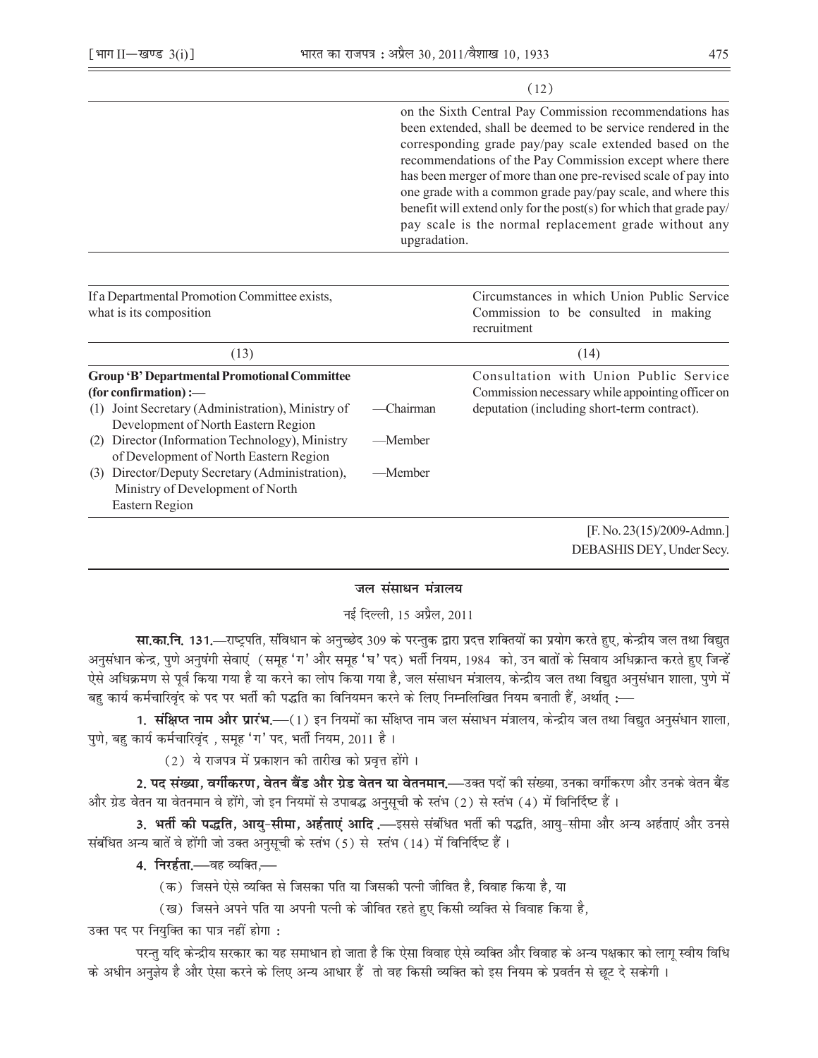| (12) |
|---|
| on the Sixth Central Pay Commission recommendations has been extended, shall be deemed to be service rendered in the corresponding grade pay/pay scale extended based on the recommendations of the Pay Commission except where there has been merger of more than one pre-revised scale of pay into one grade with a common grade pay/pay scale, and where this benefit will extend only for the post(s) for which that grade pay/ pay scale is the normal replacement grade without any upgradation. |

| If a Departmental Promotion Committee exists, what is its composition | | Circumstances in which Union Public Service Commission to be consulted in making recruitment |
|---|---|---|
| (13) | | (14) |
| **Group 'B' Departmental Promotional Committee (for confirmation) :—** | | Consultation with Union Public Service Commission necessary while appointing officer on deputation (including short-term contract). |
| (1) Joint Secretary (Administration), Ministry of Development of North Eastern Region | —Chairman | |
| (2) Director (Information Technology), Ministry of Development of North Eastern Region | —Member | |
| (3) Director/Deputy Secretary (Administration), Ministry of Development of North Eastern Region | —Member | |

[F. No. 23(15)/2009-Admn.]

DEBASHIS DEY, Under Secy.

## जल संसाधन मंत्रालय

नई दिल्ली, 15 अप्रैल, 2011

**सा.का.नि. 131.**—राष्ट्रपति, संविधान के अनुच्छेद 309 के परन्तुक द्वारा प्रदत्त शक्तियों का प्रयोग करते हुए, केन्द्रीय जल तथा विद्युत अनुसंधान केन्द्र, पुणे अनुषंगी सेवाएं (समूह 'ग' और समूह 'घ' पद) भर्ती नियम, 1984 को, उन बातों के सिवाय अधिक्रान्त करते हुए जिन्हें ऐसे अधिक्रमण से पूर्व किया गया है या करने का लोप किया गया है, जल संसाधन मंत्रालय, केन्द्रीय जल तथा विद्युत अनुसंधान शाला, पुणे में बहु कार्य कर्मचारिवृंद के पद पर भर्ती की पद्धति का विनियमन करने के लिए निम्नलिखित नियम बनाती हैं, अर्थात् :—

**1. संक्षिप्त नाम और प्रारंभ.**—(1) इन नियमों का संक्षिप्त नाम जल संसाधन मंत्रालय, केन्द्रीय जल तथा विद्युत अनुसंधान शाला, पुणे, बहु कार्य कर्मचारिवृंद , समूह 'ग' पद, भर्ती नियम, 2011 है ।

(2) ये राजपत्र में प्रकाशन की तारीख को प्रवृत्त होंगे ।

**2. पद संख्या, वर्गीकरण, वेतन बैंड और ग्रेड वेतन या वेतनमान.**—उक्त पदों की संख्या, उनका वर्गीकरण और उनके वेतन बैंड और ग्रेड वेतन या वेतनमान वे होंगे, जो इन नियमों से उपाबद्ध अनुसूची के स्तंभ (2) से स्तंभ (4) में विनिर्दिष्ट हैं ।

**3. भर्ती की पद्धति, आयु-सीमा, अर्हताएं आदि .**—इससे संबंधित भर्ती की पद्धति, आयु-सीमा और अन्य अर्हताएं और उनसे संबंधित अन्य बातें वे होंगी जो उक्त अनुसूची के स्तंभ (5) से स्तंभ (14) में विनिर्दिष्ट हैं ।

**4. निरर्हता.**—वह व्यक्ति,—

(क) जिसने ऐसे व्यक्ति से जिसका पति या जिसकी पत्नी जीवित है, विवाह किया है, या

(ख) जिसने अपने पति या अपनी पत्नी के जीवित रहते हुए किसी व्यक्ति से विवाह किया है,

उक्त पद पर नियुक्ति का पात्र नहीं होगा :

परन्तु यदि केन्द्रीय सरकार का यह समाधान हो जाता है कि ऐसा विवाह ऐसे व्यक्ति और विवाह के अन्य पक्षकार को लागू स्वीय विधि के अधीन अनुज्ञेय है और ऐसा करने के लिए अन्य आधार हैं तो वह किसी व्यक्ति को इस नियम के प्रवर्तन से छूट दे सकेगी ।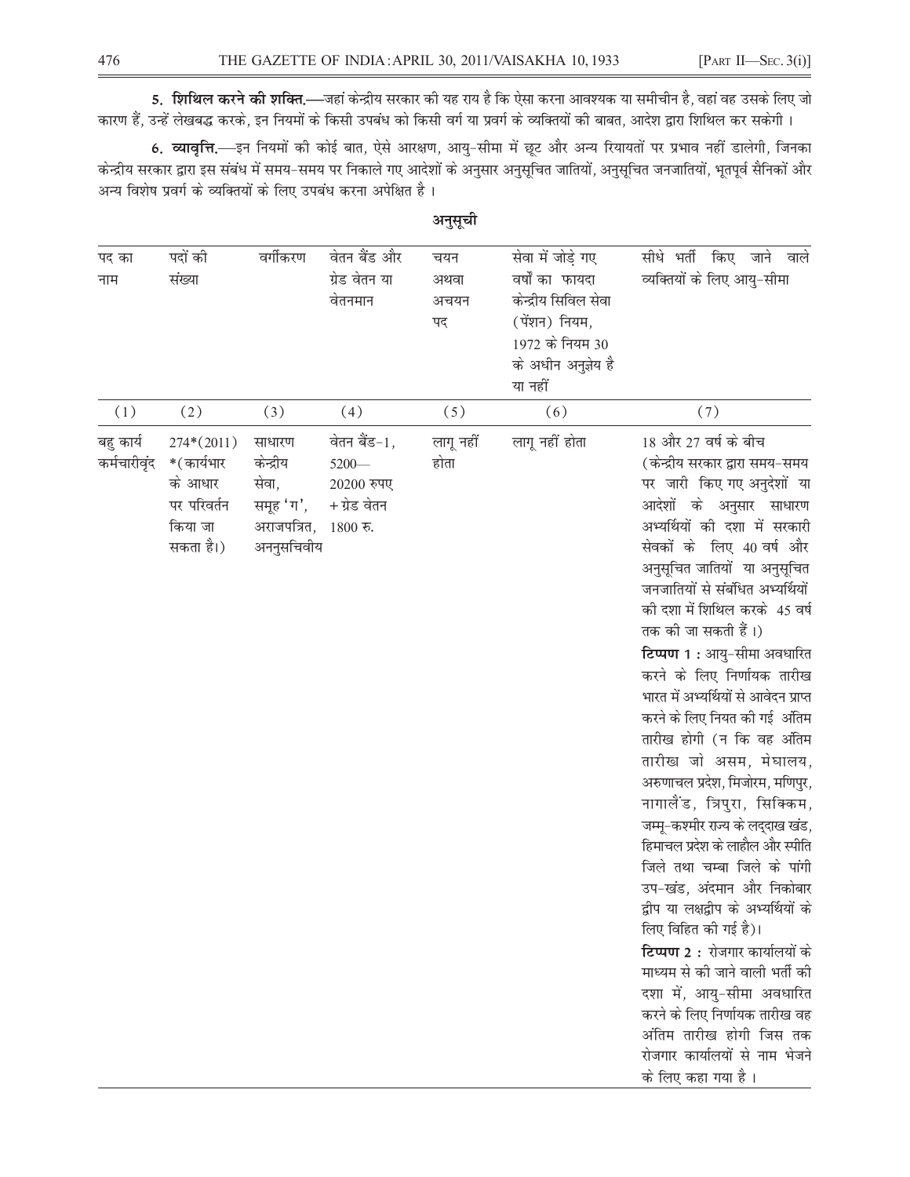**5. शिथिल करने की शक्ति.**—जहां केन्द्रीय सरकार की यह राय है कि ऐसा करना आवश्यक या समीचीन है, वहां वह उसके लिए जो कारण हैं, उन्हें लेखबद्ध करके, इन नियमों के किसी उपबंध को किसी वर्ग या प्रवर्ग के व्यक्तियों की बाबत, आदेश द्वारा शिथिल कर सकेगी ।

**6. व्यावृत्ति.**—इन नियमों की कोई बात, ऐसे आरक्षण, आयु-सीमा में छूट और अन्य रियायतों पर प्रभाव नहीं डालेगी, जिनका केन्द्रीय सरकार द्वारा इस संबंध में समय-समय पर निकाले गए आदेशों के अनुसार अनुसूचित जातियों, अनुसूचित जनजातियों, भूतपूर्व सैनिकों और अन्य विशेष प्रवर्ग के व्यक्तियों के लिए उपबंध करना अपेक्षित है ।

## अनुसूची

| पद का नाम | पदों की संख्या | वर्गीकरण | वेतन बैंड और ग्रेड वेतन या वेतनमान | चयन अथवा अचयन पद | सेवा में जोड़े गए वर्षों का फायदा केन्द्रीय सिविल सेवा (पेंशन) नियम, 1972 के नियम 30 के अधीन अनुज्ञेय है या नहीं | सीधे भर्ती किए जाने वाले व्यक्तियों के लिए आयु-सीमा |
|---|---|---|---|---|---|---|
| (1) | (2) | (3) | (4) | (5) | (6) | (7) |
| बहु कार्य कर्मचारीवृंद | 274*(2011) *(कार्यभार के आधार पर परिवर्तन किया जा सकता है।) | साधारण केन्द्रीय सेवा, समूह 'ग', अराजपत्रित, अननुसचिवीय | वेतन बैंड-1, 5200— 20200 रुपए + ग्रेड वेतन 1800 रु. | लागू नहीं होता | लागू नहीं होता | 18 और 27 वर्ष के बीच (केन्द्रीय सरकार द्वारा समय-समय पर जारी किए गए अनुदेशों या आदेशों के अनुसार साधारण अभ्यर्थियों की दशा में सरकारी सेवकों के लिए 40 वर्ष और अनुसूचित जातियों या अनुसूचित जनजातियों से संबंधित अभ्यर्थियों की दशा में शिथिल करके 45 वर्ष तक की जा सकती हैं ।)<br><br>**टिप्पण 1 :** आयु-सीमा अवधारित करने के लिए निर्णायक तारीख भारत में अभ्यर्थियों से आवेदन प्राप्त करने के लिए नियत की गई अंतिम तारीख होगी (न कि वह अंतिम तारीख जो असम, मेघालय, अरुणाचल प्रदेश, मिजोरम, मणिपुर, नागालैंड, त्रिपुरा, सिक्किम, जम्मू-कश्मीर राज्य के लद्दाख खंड, हिमाचल प्रदेश के लाहौल और स्पीति जिले तथा चम्बा जिले के पांगी उप-खंड, अंदमान और निकोबार द्वीप या लक्षद्वीप के अभ्यर्थियों के लिए विहित की गई है)।<br><br>**टिप्पण 2 :** रोजगार कार्यालयों के माध्यम से की जाने वाली भर्ती की दशा में, आयु-सीमा अवधारित करने के लिए निर्णायक तारीख वह अंतिम तारीख होगी जिस तक रोजगार कार्यालयों से नाम भेजने के लिए कहा गया है । |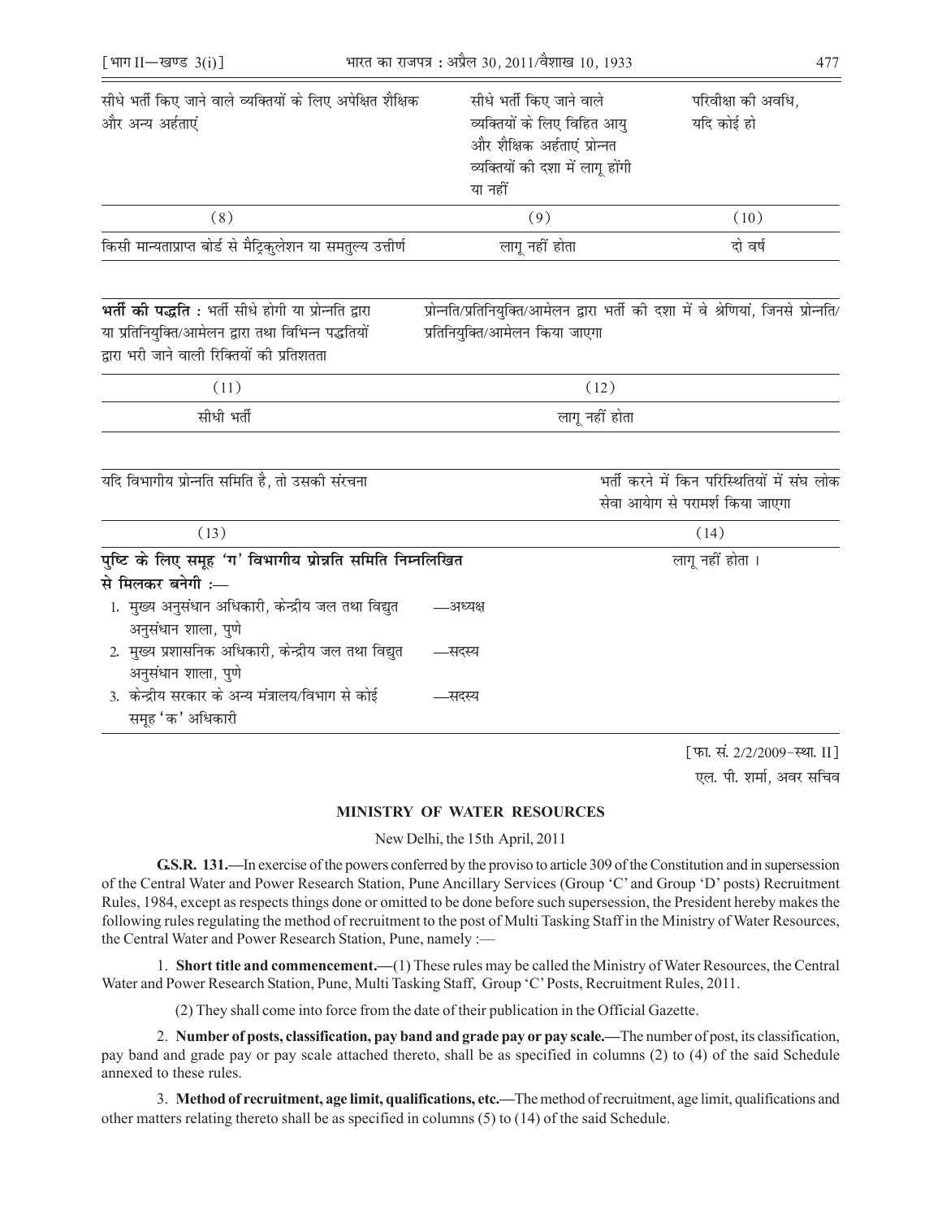| सीधे भर्ती किए जाने वाले व्यक्तियों के लिए अपेक्षित शैक्षिक और अन्य अर्हताएं | सीधे भर्ती किए जाने वाले व्यक्तियों के लिए विहित आयु और शैक्षिक अर्हताएं प्रोन्नत व्यक्तियों की दशा में लागू होंगी या नहीं | परिवीक्षा की अवधि, यदि कोई हो |
|---|---|---|
| (8) | (9) | (10) |
| किसी मान्यताप्राप्त बोर्ड से मैट्रिकुलेशन या समतुल्य उत्तीर्ण | लागू नहीं होता | दो वर्ष |

| **भर्ती की पद्धति :** भर्ती सीधे होगी या प्रोन्नति द्वारा या प्रतिनियुक्ति/आमेलन द्वारा तथा विभिन्न पद्धतियों द्वारा भरी जाने वाली रिक्तियों की प्रतिशतता | प्रोन्नति/प्रतिनियुक्ति/आमेलन द्वारा भर्ती की दशा में वे श्रेणियां, जिनसे प्रोन्नति/प्रतिनियुक्ति/आमेलन किया जाएगा |
|---|---|
| (11) | (12) |
| सीधी भर्ती | लागू नहीं होता |

| यदि विभागीय प्रोन्नति समिति है, तो उसकी संरचना | | भर्ती करने में किन परिस्थितियों में संघ लोक सेवा आयोग से परामर्श किया जाएगा |
|---|---|---|
| (13) | | (14) |
| **पुष्टि के लिए समूह 'ग' विभागीय प्रोन्नति समिति निम्नलिखित से मिलकर बनेगी :—** | | लागू नहीं होता । |
| 1. मुख्य अनुसंधान अधिकारी, केन्द्रीय जल तथा विद्युत अनुसंधान शाला, पुणे | —अध्यक्ष | |
| 2. मुख्य प्रशासनिक अधिकारी, केन्द्रीय जल तथा विद्युत अनुसंधान शाला, पुणे | —सदस्य | |
| 3. केन्द्रीय सरकार के अन्य मंत्रालय/विभाग से कोई समूह 'क' अधिकारी | —सदस्य | |

[फा. सं. 2/2/2009-स्था. II]

एल. पी. शर्मा, अवर सचिव

## MINISTRY OF WATER RESOURCES

New Delhi, the 15th April, 2011

**G.S.R. 131.**—In exercise of the powers conferred by the proviso to article 309 of the Constitution and in supersession of the Central Water and Power Research Station, Pune Ancillary Services (Group 'C' and Group 'D' posts) Recruitment Rules, 1984, except as respects things done or omitted to be done before such supersession, the President hereby makes the following rules regulating the method of recruitment to the post of Multi Tasking Staff in the Ministry of Water Resources, the Central Water and Power Research Station, Pune, namely :—

1. **Short title and commencement.**—(1) These rules may be called the Ministry of Water Resources, the Central Water and Power Research Station, Pune, Multi Tasking Staff, Group 'C' Posts, Recruitment Rules, 2011.

(2) They shall come into force from the date of their publication in the Official Gazette.

2. **Number of posts, classification, pay band and grade pay or pay scale.**—The number of post, its classification, pay band and grade pay or pay scale attached thereto, shall be as specified in columns (2) to (4) of the said Schedule annexed to these rules.

3. **Method of recruitment, age limit, qualifications, etc.**—The method of recruitment, age limit, qualifications and other matters relating thereto shall be as specified in columns (5) to (14) of the said Schedule.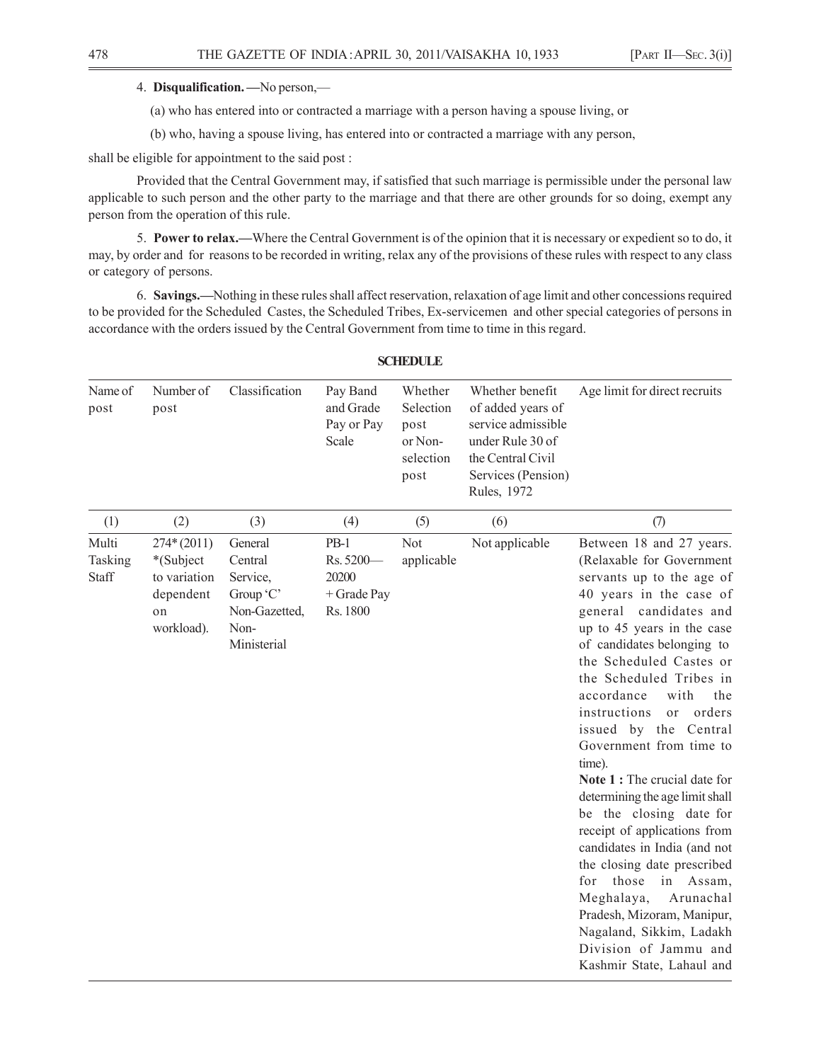4. **Disqualification. —**No person,—

(a) who has entered into or contracted a marriage with a person having a spouse living, or

(b) who, having a spouse living, has entered into or contracted a marriage with any person,

shall be eligible for appointment to the said post :

Provided that the Central Government may, if satisfied that such marriage is permissible under the personal law applicable to such person and the other party to the marriage and that there are other grounds for so doing, exempt any person from the operation of this rule.

5. **Power to relax.—**Where the Central Government is of the opinion that it is necessary or expedient so to do, it may, by order and for reasons to be recorded in writing, relax any of the provisions of these rules with respect to any class or category of persons.

6. **Savings.—**Nothing in these rules shall affect reservation, relaxation of age limit and other concessions required to be provided for the Scheduled Castes, the Scheduled Tribes, Ex-servicemen and other special categories of persons in accordance with the orders issued by the Central Government from time to time in this regard.

**SCHEDULE**

| Name of post | Number of post | Classification | Pay Band and Grade Pay or Pay Scale | Whether Selection post or Non-selection post | Whether benefit of added years of service admissible under Rule 30 of the Central Civil Services (Pension) Rules, 1972 | Age limit for direct recruits |
|---|---|---|---|---|---|---|
| (1) | (2) | (3) | (4) | (5) | (6) | (7) |
| Multi Tasking Staff | 274* (2011) *(Subject to variation dependent on workload). | General Central Service, Group 'C' Non-Gazetted, Non-Ministerial | PB-1 Rs. 5200—20200 + Grade Pay Rs. 1800 | Not applicable | Not applicable | Between 18 and 27 years. (Relaxable for Government servants up to the age of 40 years in the case of general candidates and up to 45 years in the case of candidates belonging to the Scheduled Castes or the Scheduled Tribes in accordance with the instructions or orders issued by the Central Government from time to time). **Note 1 :** The crucial date for determining the age limit shall be the closing date for receipt of applications from candidates in India (and not the closing date prescribed for those in Assam, Meghalaya, Arunachal Pradesh, Mizoram, Manipur, Nagaland, Sikkim, Ladakh Division of Jammu and Kashmir State, Lahaul and |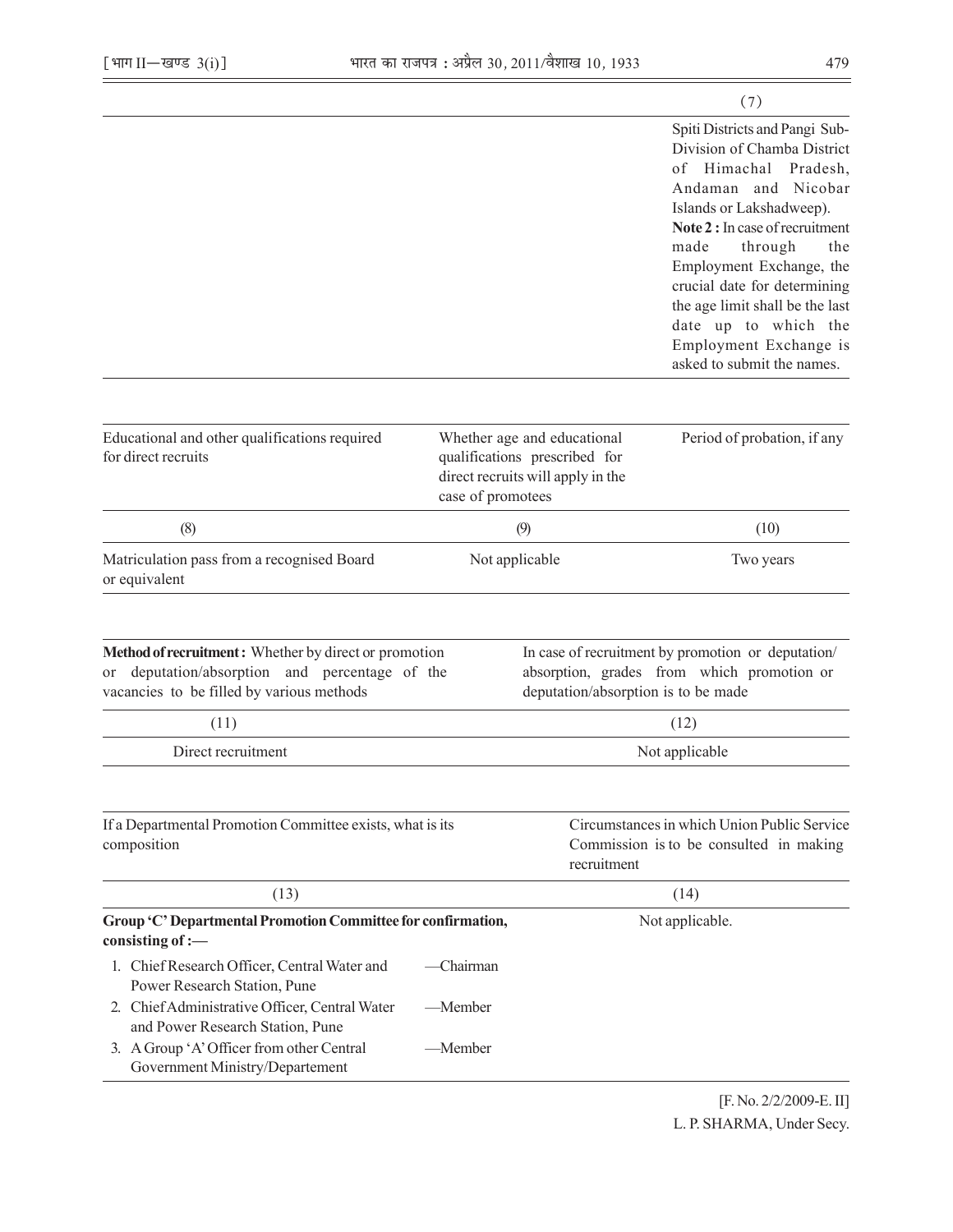| | (7) |
|---|---|
| | Spiti Districts and Pangi Sub-Division of Chamba District of Himachal Pradesh, Andaman and Nicobar Islands or Lakshadweep). **Note 2 :** In case of recruitment made through the Employment Exchange, the crucial date for determining the age limit shall be the last date up to which the Employment Exchange is asked to submit the names. |

| Educational and other qualifications required for direct recruits | Whether age and educational qualifications prescribed for direct recruits will apply in the case of promotees | Period of probation, if any |
|---|---|---|
| (8) | (9) | (10) |
| Matriculation pass from a recognised Board or equivalent | Not applicable | Two years |

| **Method of recruitment :** Whether by direct or promotion or deputation/absorption and percentage of the vacancies to be filled by various methods | In case of recruitment by promotion or deputation/absorption, grades from which promotion or deputation/absorption is to be made |
|---|---|
| (11) | (12) |
| Direct recruitment | Not applicable |

| If a Departmental Promotion Committee exists, what is its composition | Circumstances in which Union Public Service Commission is to be consulted in making recruitment |
|---|---|
| (13) | (14) |
| **Group 'C' Departmental Promotion Committee for confirmation, consisting of :—**<br>1. Chief Research Officer, Central Water and Power Research Station, Pune —Chairman<br>2. Chief Administrative Officer, Central Water and Power Research Station, Pune —Member<br>3. A Group 'A' Officer from other Central Government Ministry/Departement —Member | Not applicable. |

[F. No. 2/2/2009-E. II]

L. P. SHARMA, Under Secy.